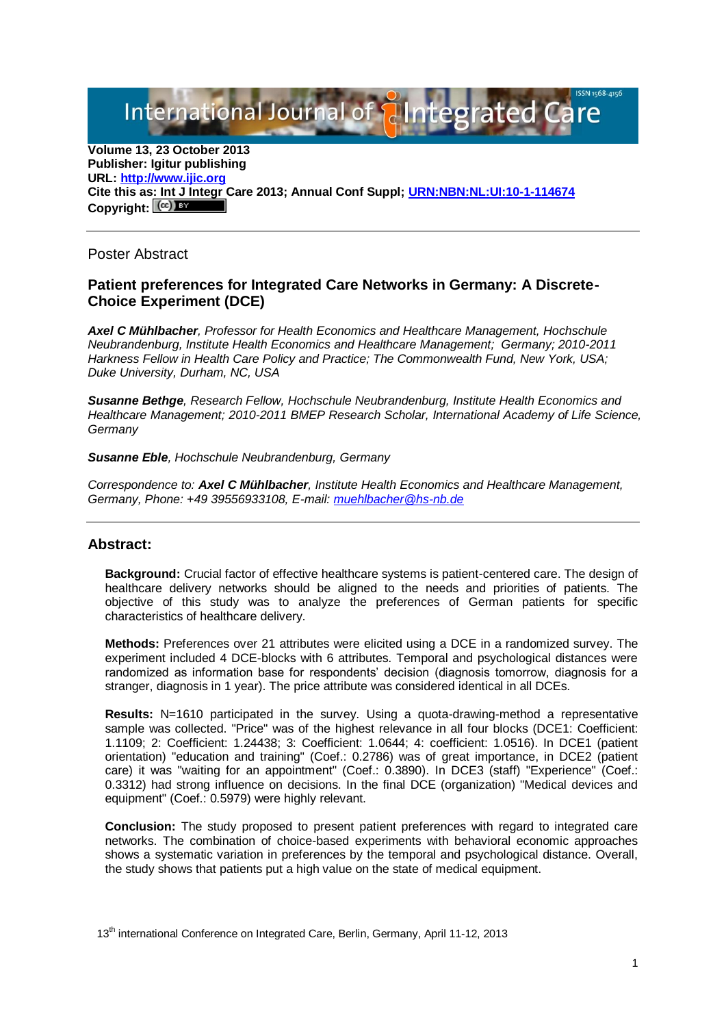**Volume 13, 23 October 2013**
**Publisher: Igitur publishing**
**URL: http://www.ijic.org**
**Cite this as: Int J Integr Care 2013; Annual Conf Suppl; URN:NBN:NL:UI:10-1-114674**
**Copyright:** (cc) BY

---

Poster Abstract

### Patient preferences for Integrated Care Networks in Germany: A Discrete-Choice Experiment (DCE)

***Axel C Mühlbacher**, Professor for Health Economics and Healthcare Management, Hochschule Neubrandenburg, Institute Health Economics and Healthcare Management; Germany; 2010-2011 Harkness Fellow in Health Care Policy and Practice; The Commonwealth Fund, New York, USA; Duke University, Durham, NC, USA*

***Susanne Bethge**, Research Fellow, Hochschule Neubrandenburg, Institute Health Economics and Healthcare Management; 2010-2011 BMEP Research Scholar, International Academy of Life Science, Germany*

***Susanne Eble**, Hochschule Neubrandenburg, Germany*

*Correspondence to: **Axel C Mühlbacher**, Institute Health Economics and Healthcare Management, Germany, Phone: +49 39556933108, E-mail: muehlbacher@hs-nb.de*

---

## Abstract:

**Background:** Crucial factor of effective healthcare systems is patient-centered care. The design of healthcare delivery networks should be aligned to the needs and priorities of patients. The objective of this study was to analyze the preferences of German patients for specific characteristics of healthcare delivery.

**Methods:** Preferences over 21 attributes were elicited using a DCE in a randomized survey. The experiment included 4 DCE-blocks with 6 attributes. Temporal and psychological distances were randomized as information base for respondents' decision (diagnosis tomorrow, diagnosis for a stranger, diagnosis in 1 year). The price attribute was considered identical in all DCEs.

**Results:** N=1610 participated in the survey. Using a quota-drawing-method a representative sample was collected. "Price" was of the highest relevance in all four blocks (DCE1: Coefficient: 1.1109; 2: Coefficient: 1.24438; 3: Coefficient: 1.0644; 4: coefficient: 1.0516). In DCE1 (patient orientation) "education and training" (Coef.: 0.2786) was of great importance, in DCE2 (patient care) it was "waiting for an appointment" (Coef.: 0.3890). In DCE3 (staff) "Experience" (Coef.: 0.3312) had strong influence on decisions. In the final DCE (organization) "Medical devices and equipment" (Coef.: 0.5979) were highly relevant.

**Conclusion:** The study proposed to present patient preferences with regard to integrated care networks. The combination of choice-based experiments with behavioral economic approaches shows a systematic variation in preferences by the temporal and psychological distance. Overall, the study shows that patients put a high value on the state of medical equipment.

13th international Conference on Integrated Care, Berlin, Germany, April 11-12, 2013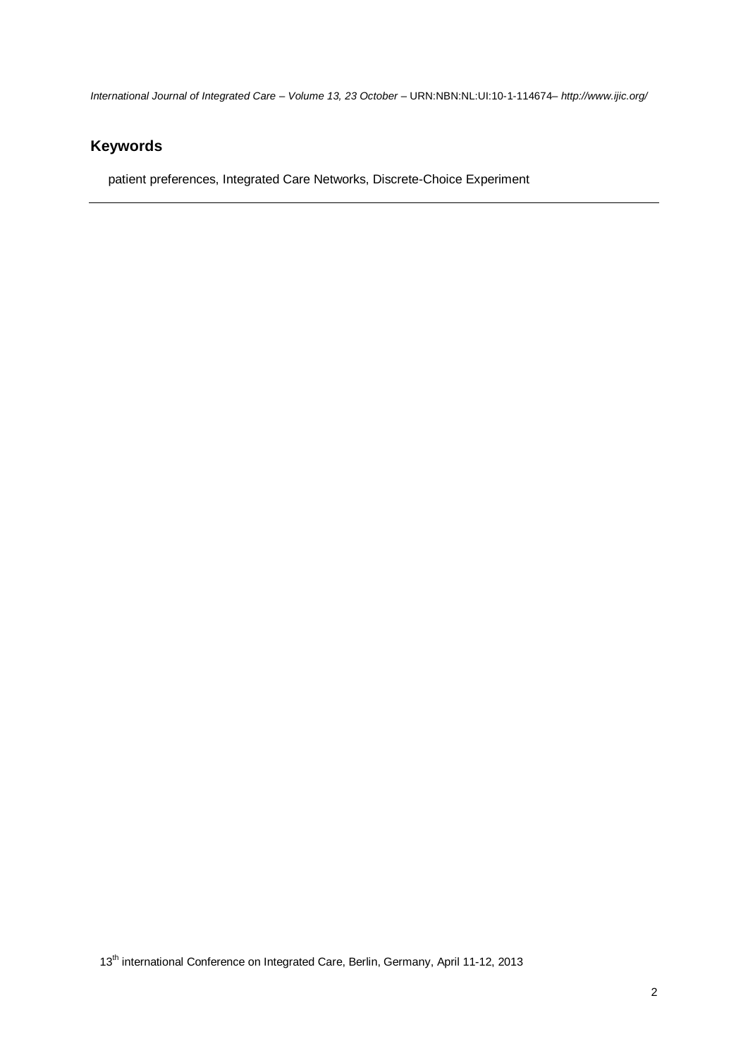## Keywords

patient preferences, Integrated Care Networks, Discrete-Choice Experiment

---